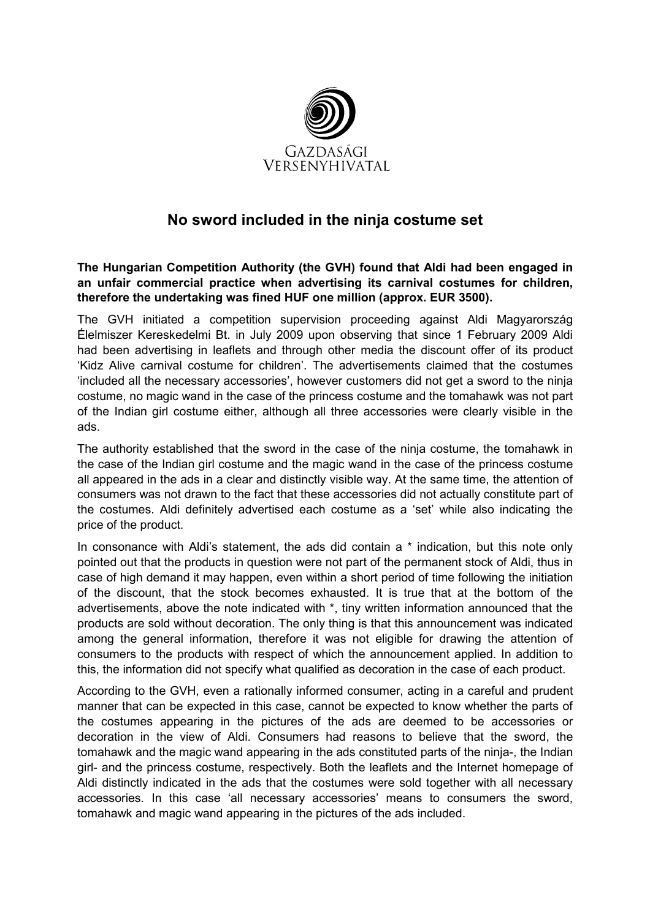GAZDASÁGI
VERSENYHIVATAL

# No sword included in the ninja costume set

**The Hungarian Competition Authority (the GVH) found that Aldi had been engaged in an unfair commercial practice when advertising its carnival costumes for children, therefore the undertaking was fined HUF one million (approx. EUR 3500).**

The GVH initiated a competition supervision proceeding against Aldi Magyarország Élelmiszer Kereskedelmi Bt. in July 2009 upon observing that since 1 February 2009 Aldi had been advertising in leaflets and through other media the discount offer of its product 'Kidz Alive carnival costume for children'. The advertisements claimed that the costumes 'included all the necessary accessories', however customers did not get a sword to the ninja costume, no magic wand in the case of the princess costume and the tomahawk was not part of the Indian girl costume either, although all three accessories were clearly visible in the ads.

The authority established that the sword in the case of the ninja costume, the tomahawk in the case of the Indian girl costume and the magic wand in the case of the princess costume all appeared in the ads in a clear and distinctly visible way. At the same time, the attention of consumers was not drawn to the fact that these accessories did not actually constitute part of the costumes. Aldi definitely advertised each costume as a 'set' while also indicating the price of the product.

In consonance with Aldi's statement, the ads did contain a * indication, but this note only pointed out that the products in question were not part of the permanent stock of Aldi, thus in case of high demand it may happen, even within a short period of time following the initiation of the discount, that the stock becomes exhausted. It is true that at the bottom of the advertisements, above the note indicated with *, tiny written information announced that the products are sold without decoration. The only thing is that this announcement was indicated among the general information, therefore it was not eligible for drawing the attention of consumers to the products with respect of which the announcement applied. In addition to this, the information did not specify what qualified as decoration in the case of each product.

According to the GVH, even a rationally informed consumer, acting in a careful and prudent manner that can be expected in this case, cannot be expected to know whether the parts of the costumes appearing in the pictures of the ads are deemed to be accessories or decoration in the view of Aldi. Consumers had reasons to believe that the sword, the tomahawk and the magic wand appearing in the ads constituted parts of the ninja-, the Indian girl- and the princess costume, respectively. Both the leaflets and the Internet homepage of Aldi distinctly indicated in the ads that the costumes were sold together with all necessary accessories. In this case 'all necessary accessories' means to consumers the sword, tomahawk and magic wand appearing in the pictures of the ads included.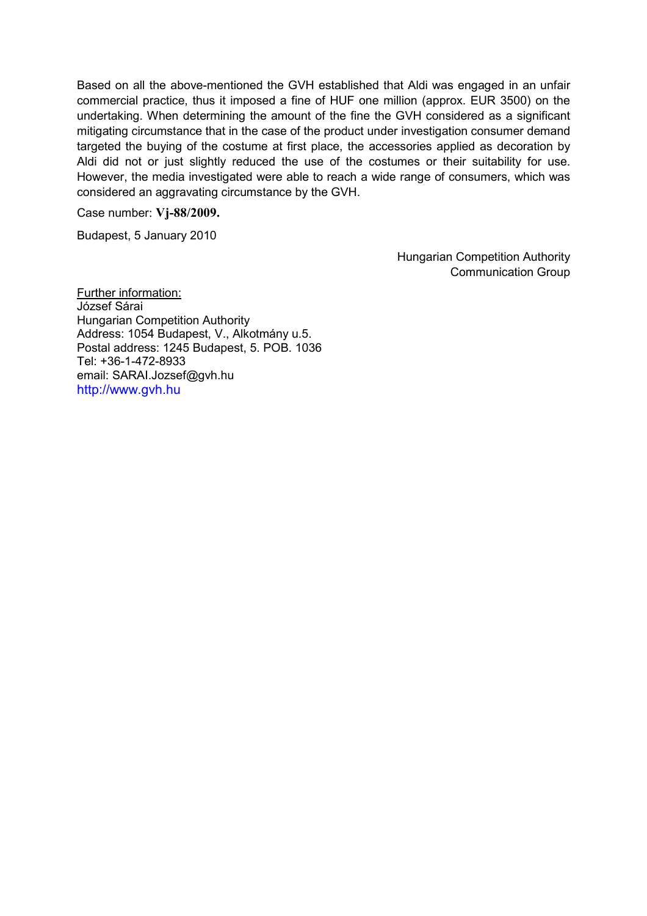Based on all the above-mentioned the GVH established that Aldi was engaged in an unfair commercial practice, thus it imposed a fine of HUF one million (approx. EUR 3500) on the undertaking. When determining the amount of the fine the GVH considered as a significant mitigating circumstance that in the case of the product under investigation consumer demand targeted the buying of the costume at first place, the accessories applied as decoration by Aldi did not or just slightly reduced the use of the costumes or their suitability for use. However, the media investigated were able to reach a wide range of consumers, which was considered an aggravating circumstance by the GVH.

Case number: **Vj-88/2009.**

Budapest, 5 January 2010

Hungarian Competition Authority
Communication Group

Further information:
József Sárai
Hungarian Competition Authority
Address: 1054 Budapest, V., Alkotmány u.5.
Postal address: 1245 Budapest, 5. POB. 1036
Tel: +36-1-472-8933
email: SARAI.Jozsef@gvh.hu
http://www.gvh.hu